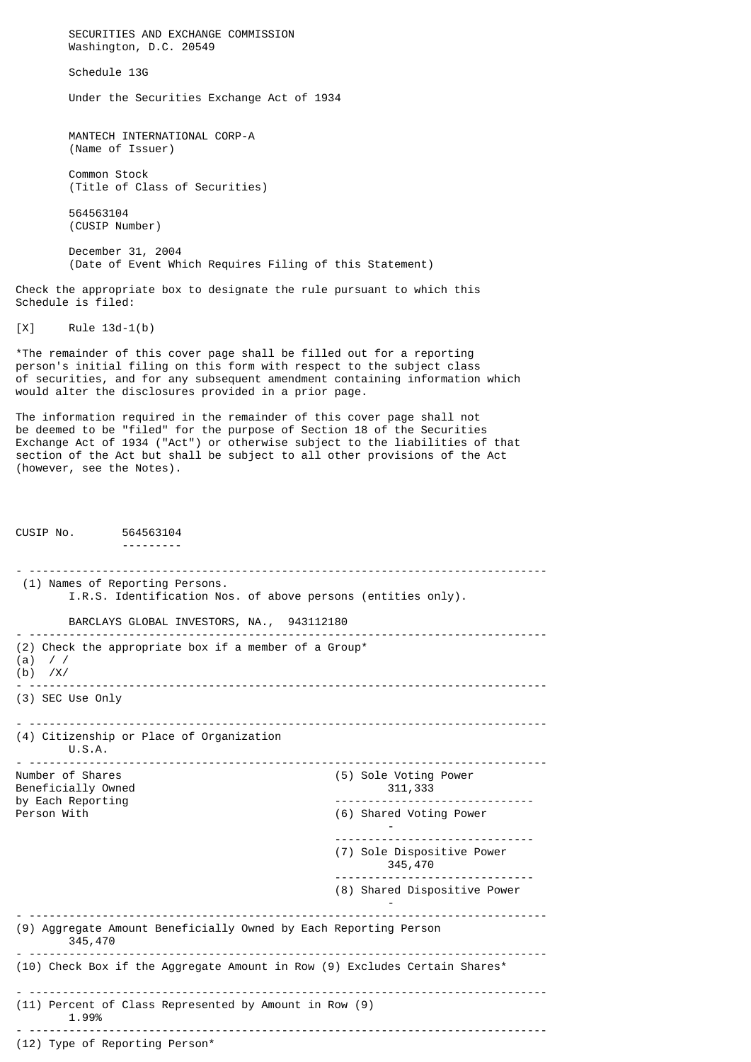SECURITIES AND EXCHANGE COMMISSION
Washington, D.C. 20549

Schedule 13G

Under the Securities Exchange Act of 1934

MANTECH INTERNATIONAL CORP-A
(Name of Issuer)

Common Stock
(Title of Class of Securities)

564563104
(CUSIP Number)

December 31, 2004
(Date of Event Which Requires Filing of this Statement)

Check the appropriate box to designate the rule pursuant to which this Schedule is filed:

[X] Rule 13d-1(b)

*The remainder of this cover page shall be filled out for a reporting person's initial filing on this form with respect to the subject class of securities, and for any subsequent amendment containing information which would alter the disclosures provided in a prior page.

The information required in the remainder of this cover page shall not be deemed to be "filed" for the purpose of Section 18 of the Securities Exchange Act of 1934 ("Act") or otherwise subject to the liabilities of that section of the Act but shall be subject to all other provisions of the Act (however, see the Notes).

CUSIP No. 564563104

---

(1) Names of Reporting Persons.
I.R.S. Identification Nos. of above persons (entities only).

BARCLAYS GLOBAL INVESTORS, NA., 943112180

---

(2) Check the appropriate box if a member of a Group*
(a) / /
(b) /X/

---

(3) SEC Use Only

---

(4) Citizenship or Place of Organization
U.S.A.

---

| Number of Shares Beneficially Owned by Each Reporting Person With | |
|---|---|
| | (5) Sole Voting Power 311,333 |
| | (6) Shared Voting Power - |
| | (7) Sole Dispositive Power 345,470 |
| | (8) Shared Dispositive Power - |

---

(9) Aggregate Amount Beneficially Owned by Each Reporting Person
345,470

---

(10) Check Box if the Aggregate Amount in Row (9) Excludes Certain Shares*

---

(11) Percent of Class Represented by Amount in Row (9)
1.99%

---

(12) Type of Reporting Person*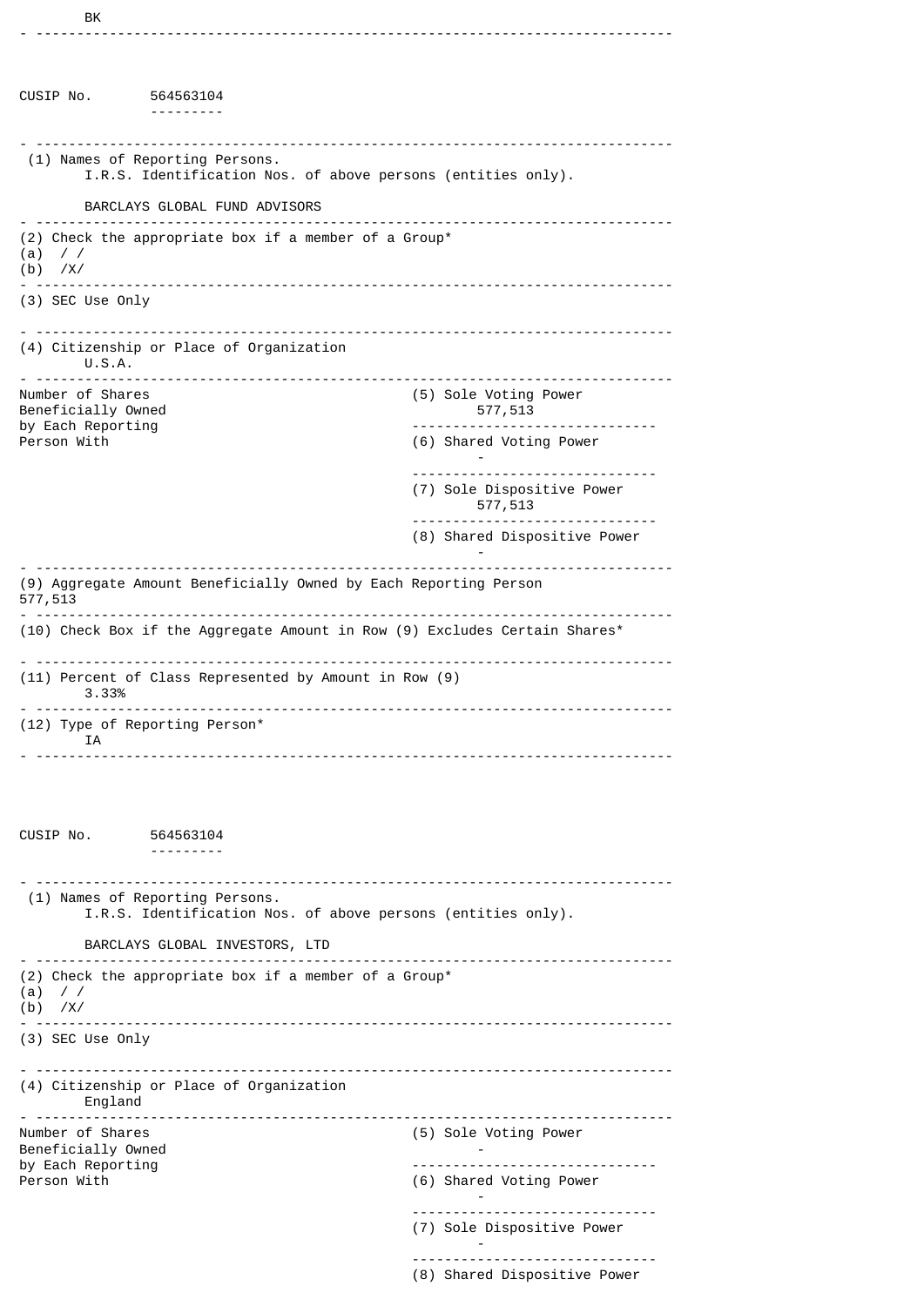BK

---

CUSIP No. 564563104

---

(1) Names of Reporting Persons.
I.R.S. Identification Nos. of above persons (entities only).

BARCLAYS GLOBAL FUND ADVISORS

---

(2) Check the appropriate box if a member of a Group*
(a) / /
(b) /X/

---

(3) SEC Use Only

---

(4) Citizenship or Place of Organization
U.S.A.

---

| Number of Shares Beneficially Owned by Each Reporting Person With | |
|---|---|
| | (5) Sole Voting Power 577,513 |
| | (6) Shared Voting Power - |
| | (7) Sole Dispositive Power 577,513 |
| | (8) Shared Dispositive Power - |

---

(9) Aggregate Amount Beneficially Owned by Each Reporting Person
577,513

---

(10) Check Box if the Aggregate Amount in Row (9) Excludes Certain Shares*

---

(11) Percent of Class Represented by Amount in Row (9)
3.33%

---

(12) Type of Reporting Person*
IA

---

CUSIP No. 564563104

---

(1) Names of Reporting Persons.
I.R.S. Identification Nos. of above persons (entities only).

BARCLAYS GLOBAL INVESTORS, LTD

---

(2) Check the appropriate box if a member of a Group*
(a) / /
(b) /X/

---

(3) SEC Use Only

---

(4) Citizenship or Place of Organization
England

---

| Number of Shares Beneficially Owned by Each Reporting Person With | |
|---|---|
| | (5) Sole Voting Power - |
| | (6) Shared Voting Power - |
| | (7) Sole Dispositive Power - |
| | (8) Shared Dispositive Power |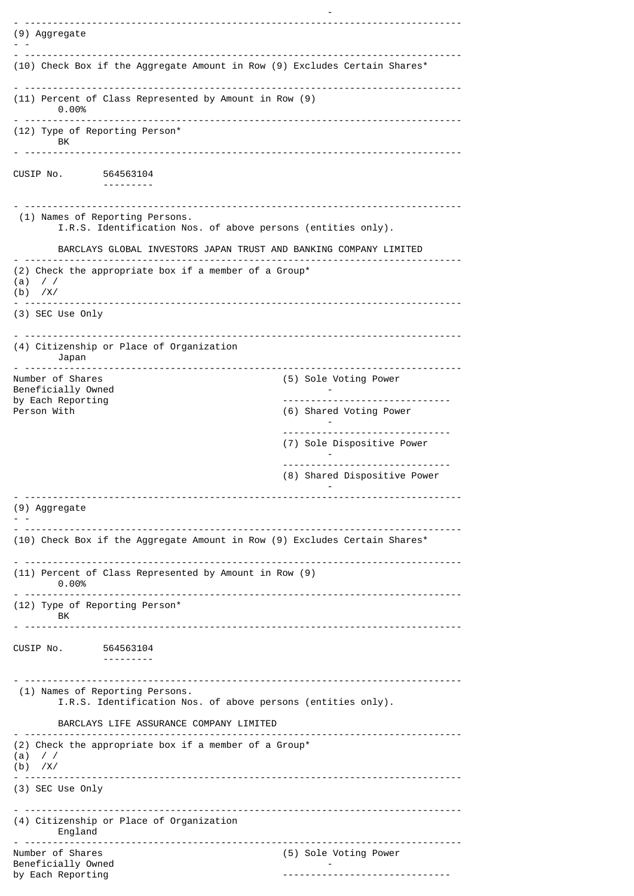-

(9) Aggregate

- -

(10) Check Box if the Aggregate Amount in Row (9) Excludes Certain Shares*

(11) Percent of Class Represented by Amount in Row (9)
0.00%

(12) Type of Reporting Person*
BK

CUSIP No. 564563104

(1) Names of Reporting Persons.
I.R.S. Identification Nos. of above persons (entities only).

BARCLAYS GLOBAL INVESTORS JAPAN TRUST AND BANKING COMPANY LIMITED

(2) Check the appropriate box if a member of a Group*
(a) / /
(b) /X/

(3) SEC Use Only

(4) Citizenship or Place of Organization
Japan

| Number of Shares Beneficially Owned by Each Reporting Person With | |
|---|---|
| (5) Sole Voting Power | - |
| (6) Shared Voting Power | - |
| (7) Sole Dispositive Power | - |
| (8) Shared Dispositive Power | - |

(9) Aggregate

- -

(10) Check Box if the Aggregate Amount in Row (9) Excludes Certain Shares*

(11) Percent of Class Represented by Amount in Row (9)
0.00%

(12) Type of Reporting Person*
BK

CUSIP No. 564563104

(1) Names of Reporting Persons.
I.R.S. Identification Nos. of above persons (entities only).

BARCLAYS LIFE ASSURANCE COMPANY LIMITED

(2) Check the appropriate box if a member of a Group*
(a) / /
(b) /X/

(3) SEC Use Only

(4) Citizenship or Place of Organization
England

| Number of Shares Beneficially Owned by Each Reporting | |
|---|---|
| (5) Sole Voting Power | - |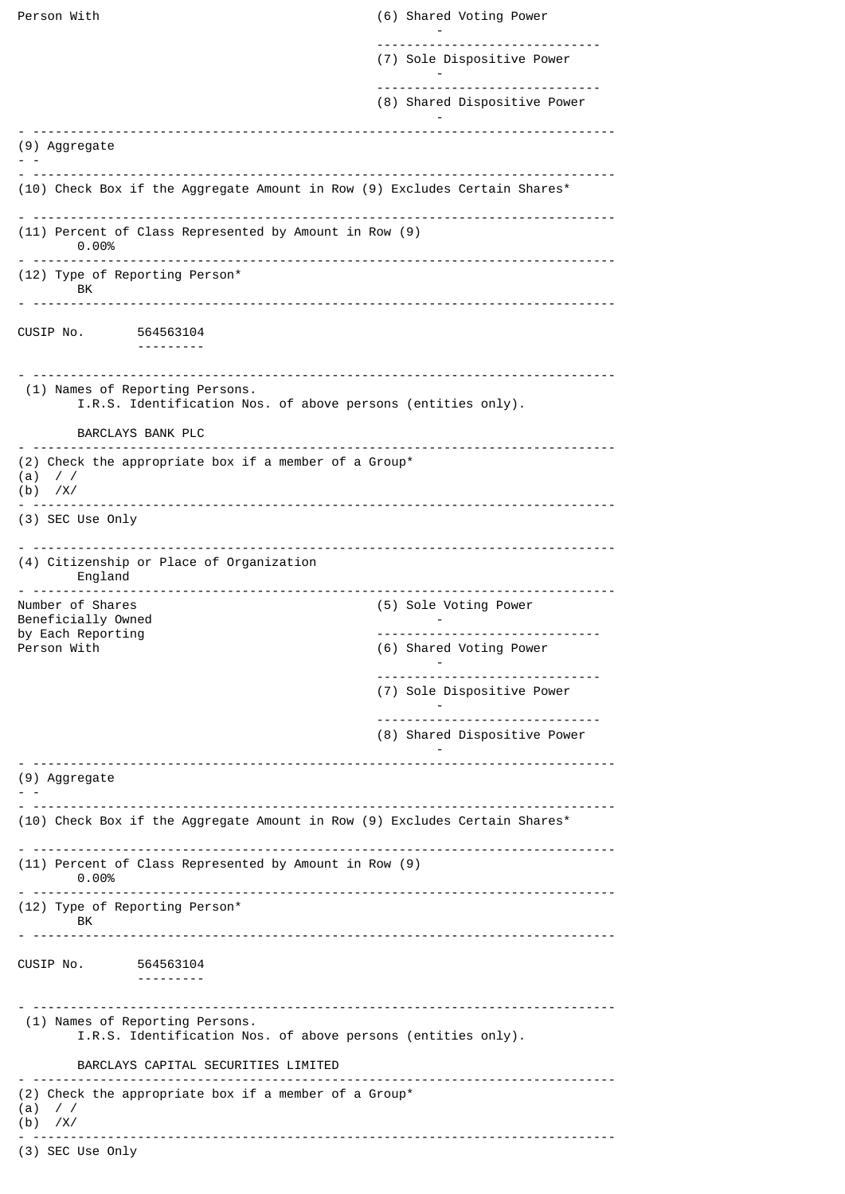Person With (6) Shared Voting Power
-

(7) Sole Dispositive Power
-

(8) Shared Dispositive Power
-

(9) Aggregate
- -

(10) Check Box if the Aggregate Amount in Row (9) Excludes Certain Shares*

(11) Percent of Class Represented by Amount in Row (9)
0.00%

(12) Type of Reporting Person*
BK

CUSIP No. 564563104

(1) Names of Reporting Persons.
I.R.S. Identification Nos. of above persons (entities only).

BARCLAYS BANK PLC

(2) Check the appropriate box if a member of a Group*
(a) / /
(b) /X/

(3) SEC Use Only

(4) Citizenship or Place of Organization
England

| Number of Shares Beneficially Owned by Each Reporting Person With | (5) Sole Voting Power<br>- |
|---|---|
| | (6) Shared Voting Power<br>- |
| | (7) Sole Dispositive Power<br>- |
| | (8) Shared Dispositive Power<br>- |

(9) Aggregate
- -

(10) Check Box if the Aggregate Amount in Row (9) Excludes Certain Shares*

(11) Percent of Class Represented by Amount in Row (9)
0.00%

(12) Type of Reporting Person*
BK

CUSIP No. 564563104

(1) Names of Reporting Persons.
I.R.S. Identification Nos. of above persons (entities only).

BARCLAYS CAPITAL SECURITIES LIMITED

(2) Check the appropriate box if a member of a Group*
(a) / /
(b) /X/

(3) SEC Use Only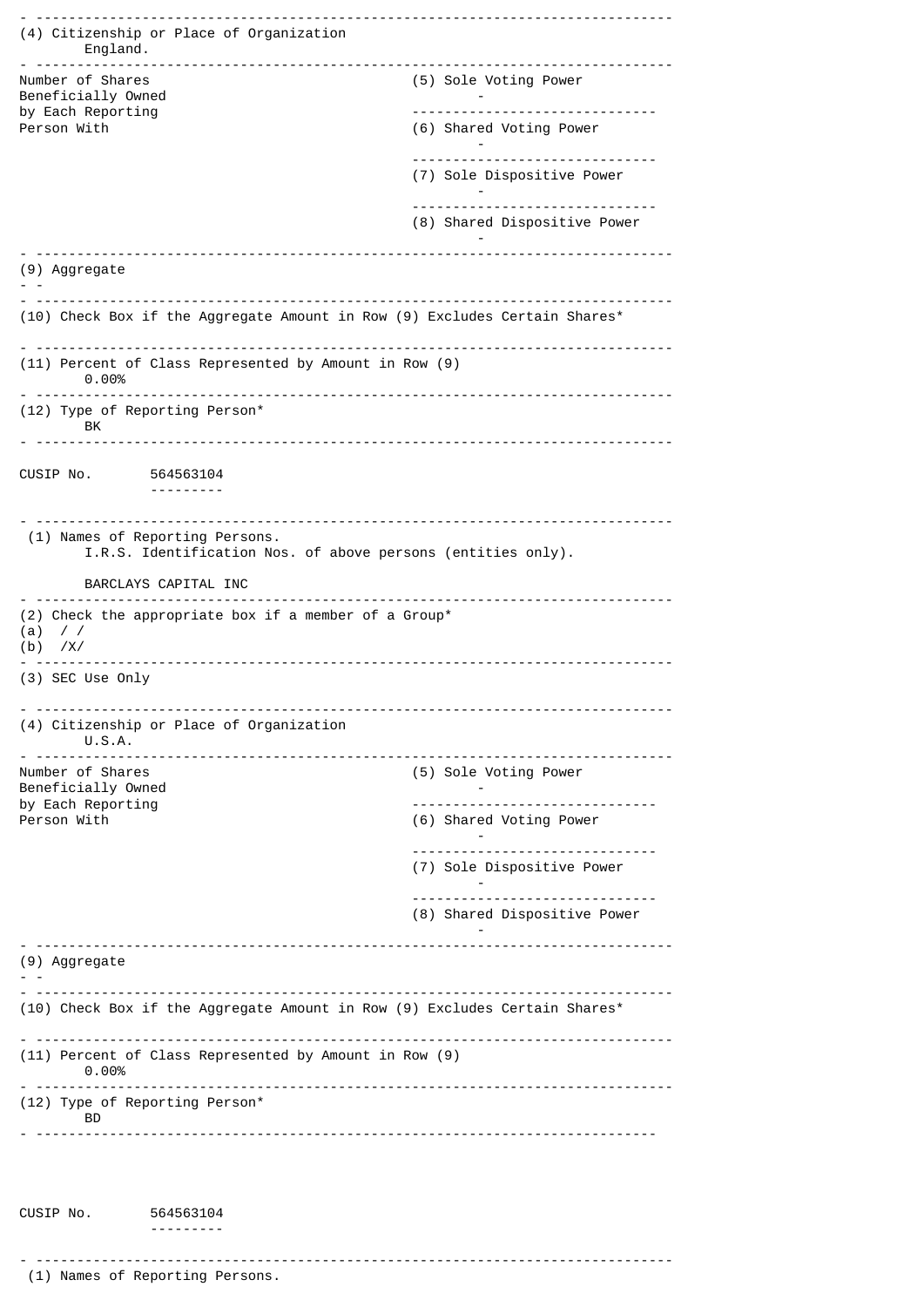(4) Citizenship or Place of Organization
England.

| Number of Shares Beneficially Owned by Each Reporting Person With | |
|---|---|
| | (5) Sole Voting Power - |
| | (6) Shared Voting Power - |
| | (7) Sole Dispositive Power - |
| | (8) Shared Dispositive Power - |

(9) Aggregate
\- -

(10) Check Box if the Aggregate Amount in Row (9) Excludes Certain Shares*

(11) Percent of Class Represented by Amount in Row (9)
0.00%

(12) Type of Reporting Person*
BK

CUSIP No. 564563104

(1) Names of Reporting Persons.
I.R.S. Identification Nos. of above persons (entities only).

BARCLAYS CAPITAL INC

(2) Check the appropriate box if a member of a Group*
(a) / /
(b) /X/

(3) SEC Use Only

(4) Citizenship or Place of Organization
U.S.A.

| Number of Shares Beneficially Owned by Each Reporting Person With | |
|---|---|
| | (5) Sole Voting Power - |
| | (6) Shared Voting Power - |
| | (7) Sole Dispositive Power - |
| | (8) Shared Dispositive Power - |

(9) Aggregate
\- -

(10) Check Box if the Aggregate Amount in Row (9) Excludes Certain Shares*

(11) Percent of Class Represented by Amount in Row (9)
0.00%

(12) Type of Reporting Person*
BD

CUSIP No. 564563104

(1) Names of Reporting Persons.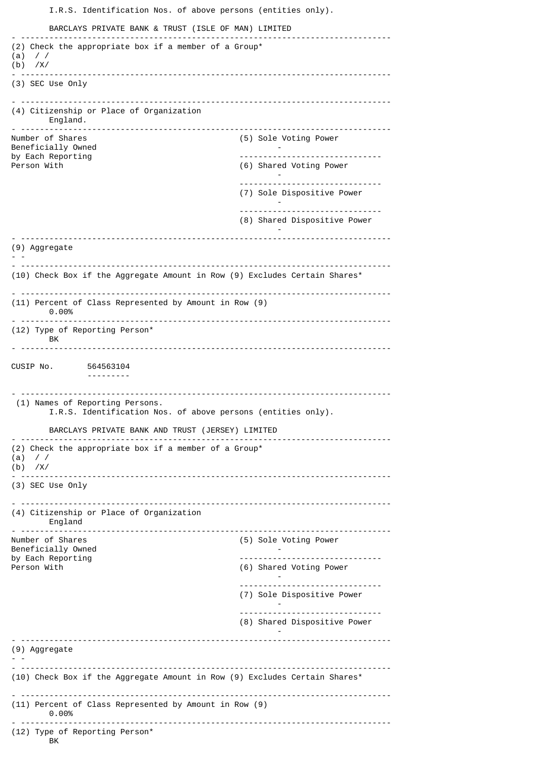I.R.S. Identification Nos. of above persons (entities only).

BARCLAYS PRIVATE BANK & TRUST (ISLE OF MAN) LIMITED

---

(2) Check the appropriate box if a member of a Group*
(a) / /
(b) /X/

---

(3) SEC Use Only

---

(4) Citizenship or Place of Organization
England.

---

| Number of Shares Beneficially Owned by Each Reporting Person With | |
|---|---|
| | (5) Sole Voting Power<br>- |
| | (6) Shared Voting Power<br>- |
| | (7) Sole Dispositive Power<br>- |
| | (8) Shared Dispositive Power<br>- |

---

(9) Aggregate
- -

---

(10) Check Box if the Aggregate Amount in Row (9) Excludes Certain Shares*

---

(11) Percent of Class Represented by Amount in Row (9)
0.00%

---

(12) Type of Reporting Person*
BK

---

CUSIP No. 564563104

---

(1) Names of Reporting Persons.
I.R.S. Identification Nos. of above persons (entities only).

BARCLAYS PRIVATE BANK AND TRUST (JERSEY) LIMITED

---

(2) Check the appropriate box if a member of a Group*
(a) / /
(b) /X/

---

(3) SEC Use Only

---

(4) Citizenship or Place of Organization
England

---

| Number of Shares Beneficially Owned by Each Reporting Person With | |
|---|---|
| | (5) Sole Voting Power<br>- |
| | (6) Shared Voting Power<br>- |
| | (7) Sole Dispositive Power<br>- |
| | (8) Shared Dispositive Power<br>- |

---

(9) Aggregate
- -

---

(10) Check Box if the Aggregate Amount in Row (9) Excludes Certain Shares*

---

(11) Percent of Class Represented by Amount in Row (9)
0.00%

---

(12) Type of Reporting Person*
BK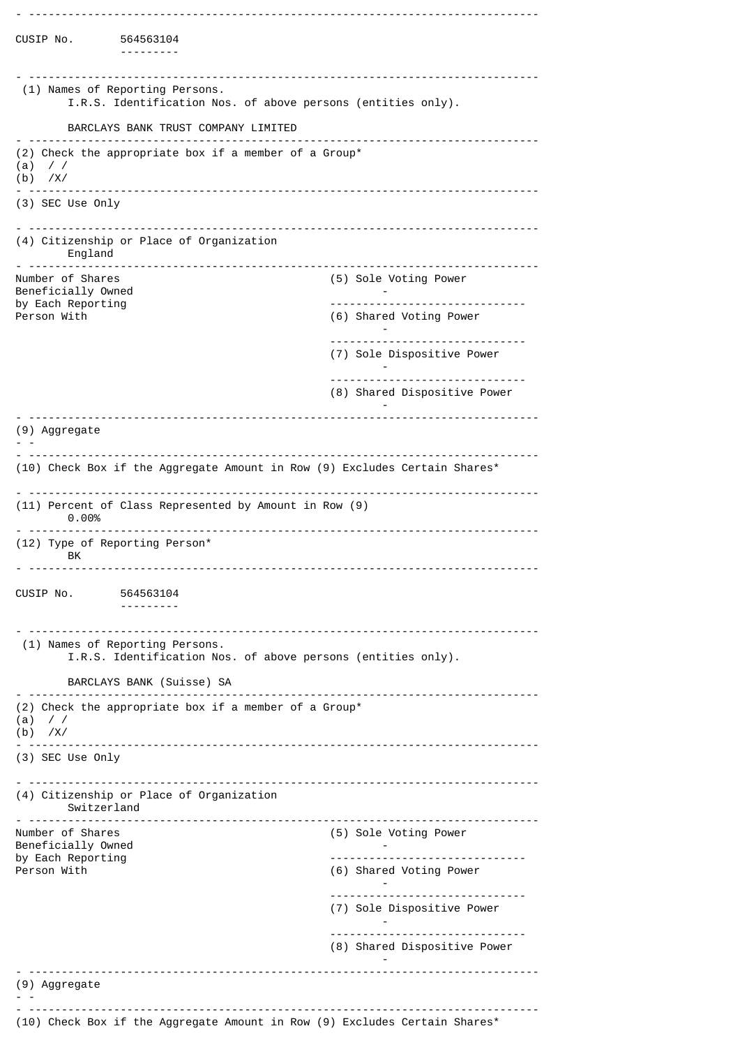CUSIP No. 564563104

(1) Names of Reporting Persons.
I.R.S. Identification Nos. of above persons (entities only).

BARCLAYS BANK TRUST COMPANY LIMITED

(2) Check the appropriate box if a member of a Group*
(a) / /
(b) /X/

(3) SEC Use Only

(4) Citizenship or Place of Organization
England

| Number of Shares Beneficially Owned by Each Reporting Person With | |
|---|---|
| | (5) Sole Voting Power<br>- |
| | (6) Shared Voting Power<br>- |
| | (7) Sole Dispositive Power<br>- |
| | (8) Shared Dispositive Power<br>- |

(9) Aggregate
- -

(10) Check Box if the Aggregate Amount in Row (9) Excludes Certain Shares*

(11) Percent of Class Represented by Amount in Row (9)
0.00%

(12) Type of Reporting Person*
BK

CUSIP No. 564563104

(1) Names of Reporting Persons.
I.R.S. Identification Nos. of above persons (entities only).

BARCLAYS BANK (Suisse) SA

(2) Check the appropriate box if a member of a Group*
(a) / /
(b) /X/

(3) SEC Use Only

(4) Citizenship or Place of Organization
Switzerland

| Number of Shares Beneficially Owned by Each Reporting Person With | |
|---|---|
| | (5) Sole Voting Power<br>- |
| | (6) Shared Voting Power<br>- |
| | (7) Sole Dispositive Power<br>- |
| | (8) Shared Dispositive Power<br>- |

(9) Aggregate
- -

(10) Check Box if the Aggregate Amount in Row (9) Excludes Certain Shares*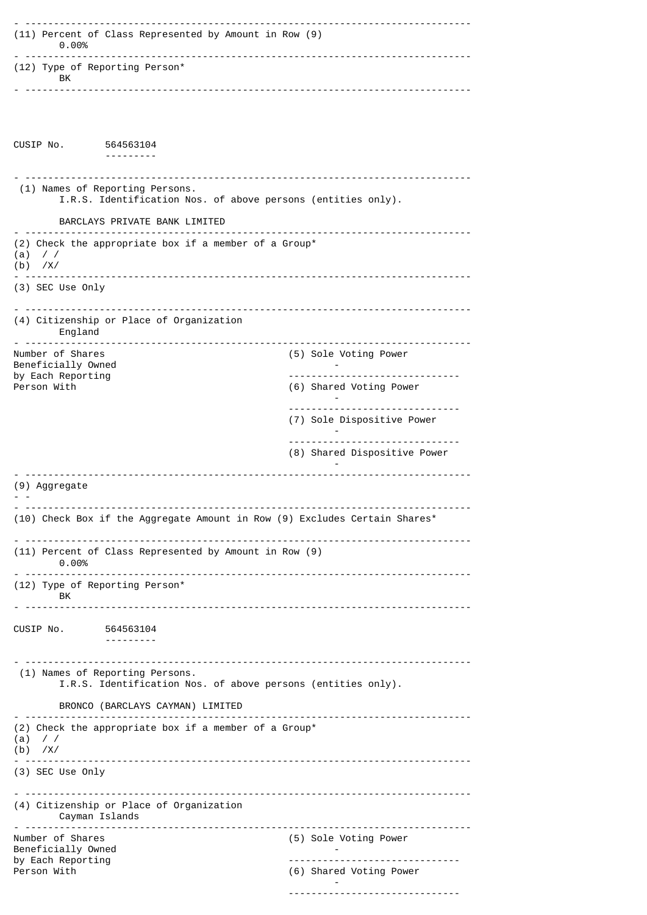(11) Percent of Class Represented by Amount in Row (9)
0.00%

(12) Type of Reporting Person*
BK

CUSIP No. 564563104

(1) Names of Reporting Persons.
I.R.S. Identification Nos. of above persons (entities only).

BARCLAYS PRIVATE BANK LIMITED

(2) Check the appropriate box if a member of a Group*
(a) / /
(b) /X/

(3) SEC Use Only

(4) Citizenship or Place of Organization
England

| Number of Shares Beneficially Owned by Each Reporting Person With | |
|---|---|
| (5) Sole Voting Power | - |
| (6) Shared Voting Power | - |
| (7) Sole Dispositive Power | - |
| (8) Shared Dispositive Power | - |

(9) Aggregate
- -

(10) Check Box if the Aggregate Amount in Row (9) Excludes Certain Shares*

(11) Percent of Class Represented by Amount in Row (9)
0.00%

(12) Type of Reporting Person*
BK

CUSIP No. 564563104

(1) Names of Reporting Persons.
I.R.S. Identification Nos. of above persons (entities only).

BRONCO (BARCLAYS CAYMAN) LIMITED

(2) Check the appropriate box if a member of a Group*
(a) / /
(b) /X/

(3) SEC Use Only

(4) Citizenship or Place of Organization
Cayman Islands

| Number of Shares Beneficially Owned by Each Reporting Person With | |
|---|---|
| (5) Sole Voting Power | - |
| (6) Shared Voting Power | - |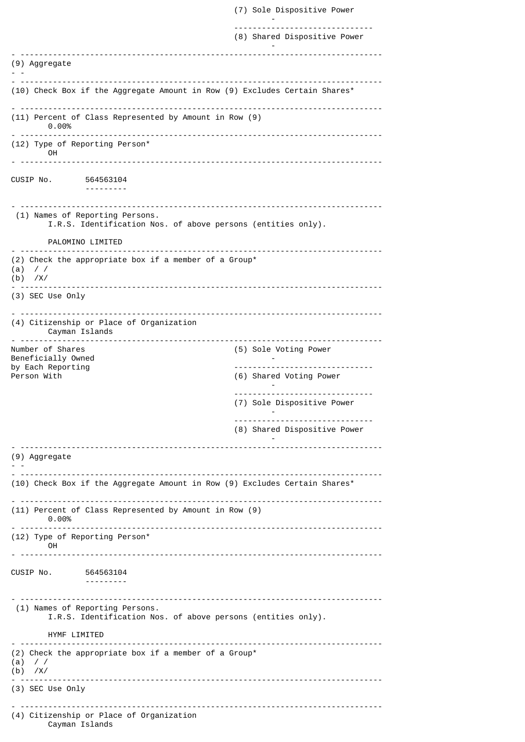(7) Sole Dispositive Power
-

(8) Shared Dispositive Power
-

(9) Aggregate
-

(10) Check Box if the Aggregate Amount in Row (9) Excludes Certain Shares*

(11) Percent of Class Represented by Amount in Row (9)
0.00%

(12) Type of Reporting Person*
OH

CUSIP No. 564563104

(1) Names of Reporting Persons.
I.R.S. Identification Nos. of above persons (entities only).

PALOMINO LIMITED

(2) Check the appropriate box if a member of a Group*
(a) / /
(b) /X/

(3) SEC Use Only

(4) Citizenship or Place of Organization
Cayman Islands

| Number of Shares Beneficially Owned by Each Reporting Person With | |
|---|---|
| | (5) Sole Voting Power - |
| | (6) Shared Voting Power - |
| | (7) Sole Dispositive Power - |
| | (8) Shared Dispositive Power - |

(9) Aggregate
-

(10) Check Box if the Aggregate Amount in Row (9) Excludes Certain Shares*

(11) Percent of Class Represented by Amount in Row (9)
0.00%

(12) Type of Reporting Person*
OH

CUSIP No. 564563104

(1) Names of Reporting Persons.
I.R.S. Identification Nos. of above persons (entities only).

HYMF LIMITED

(2) Check the appropriate box if a member of a Group*
(a) / /
(b) /X/

(3) SEC Use Only

(4) Citizenship or Place of Organization
Cayman Islands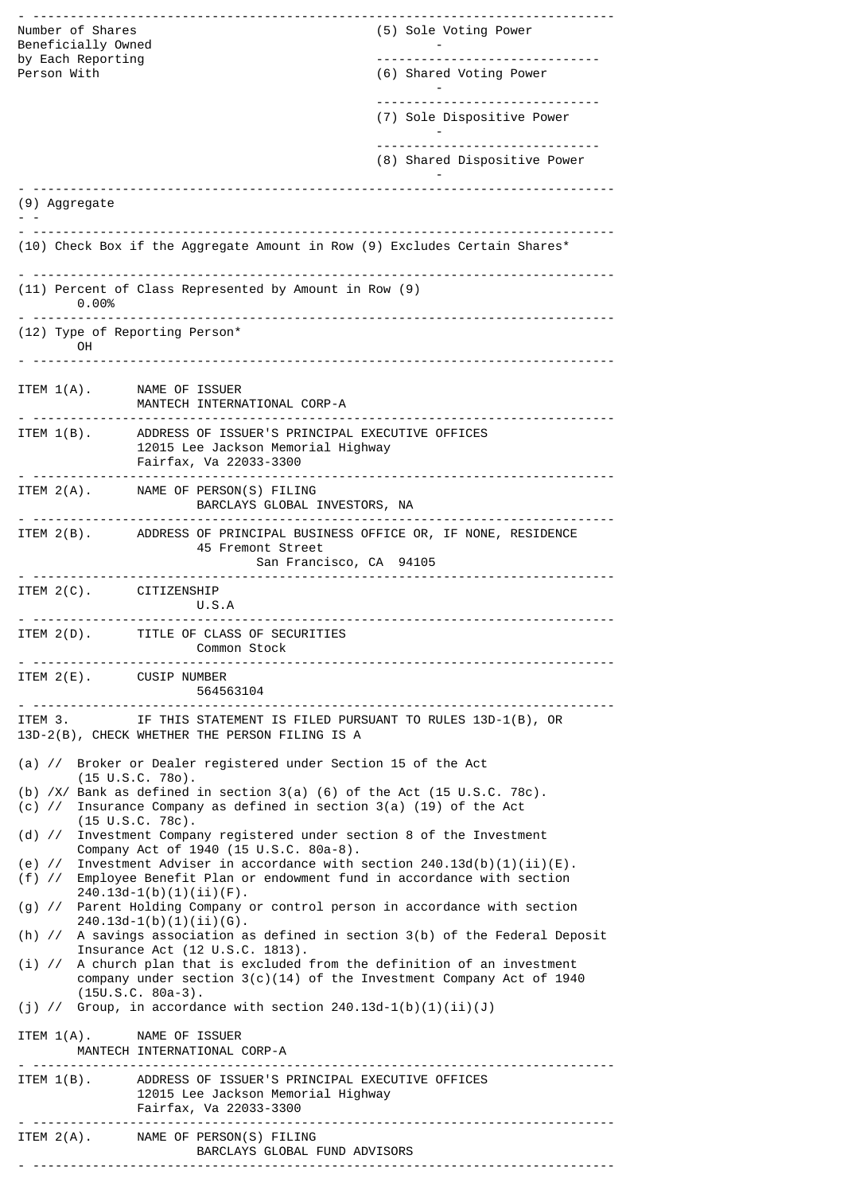| | |
|---|---|
| Number of Shares Beneficially Owned by Each Reporting Person With | (5) Sole Voting Power<br>- |
| | (6) Shared Voting Power<br>- |
| | (7) Sole Dispositive Power<br>- |
| | (8) Shared Dispositive Power<br>- |

(9) Aggregate

\- -

(10) Check Box if the Aggregate Amount in Row (9) Excludes Certain Shares*

(11) Percent of Class Represented by Amount in Row (9)
0.00%

(12) Type of Reporting Person*
OH

ITEM 1(A). NAME OF ISSUER
MANTECH INTERNATIONAL CORP-A

ITEM 1(B). ADDRESS OF ISSUER'S PRINCIPAL EXECUTIVE OFFICES
12015 Lee Jackson Memorial Highway
Fairfax, Va 22033-3300

ITEM 2(A). NAME OF PERSON(S) FILING
BARCLAYS GLOBAL INVESTORS, NA

ITEM 2(B). ADDRESS OF PRINCIPAL BUSINESS OFFICE OR, IF NONE, RESIDENCE
45 Fremont Street
San Francisco, CA 94105

ITEM 2(C). CITIZENSHIP
U.S.A

ITEM 2(D). TITLE OF CLASS OF SECURITIES
Common Stock

ITEM 2(E). CUSIP NUMBER
564563104

ITEM 3. IF THIS STATEMENT IS FILED PURSUANT TO RULES 13D-1(B), OR 13D-2(B), CHECK WHETHER THE PERSON FILING IS A

(a) // Broker or Dealer registered under Section 15 of the Act (15 U.S.C. 78o).
(b) /X/ Bank as defined in section 3(a) (6) of the Act (15 U.S.C. 78c).
(c) // Insurance Company as defined in section 3(a) (19) of the Act (15 U.S.C. 78c).
(d) // Investment Company registered under section 8 of the Investment Company Act of 1940 (15 U.S.C. 80a-8).
(e) // Investment Adviser in accordance with section 240.13d(b)(1)(ii)(E).
(f) // Employee Benefit Plan or endowment fund in accordance with section 240.13d-1(b)(1)(ii)(F).
(g) // Parent Holding Company or control person in accordance with section 240.13d-1(b)(1)(ii)(G).
(h) // A savings association as defined in section 3(b) of the Federal Deposit Insurance Act (12 U.S.C. 1813).
(i) // A church plan that is excluded from the definition of an investment company under section 3(c)(14) of the Investment Company Act of 1940 (15U.S.C. 80a-3).
(j) // Group, in accordance with section 240.13d-1(b)(1)(ii)(J)

ITEM 1(A). NAME OF ISSUER
MANTECH INTERNATIONAL CORP-A

ITEM 1(B). ADDRESS OF ISSUER'S PRINCIPAL EXECUTIVE OFFICES
12015 Lee Jackson Memorial Highway
Fairfax, Va 22033-3300

ITEM 2(A). NAME OF PERSON(S) FILING
BARCLAYS GLOBAL FUND ADVISORS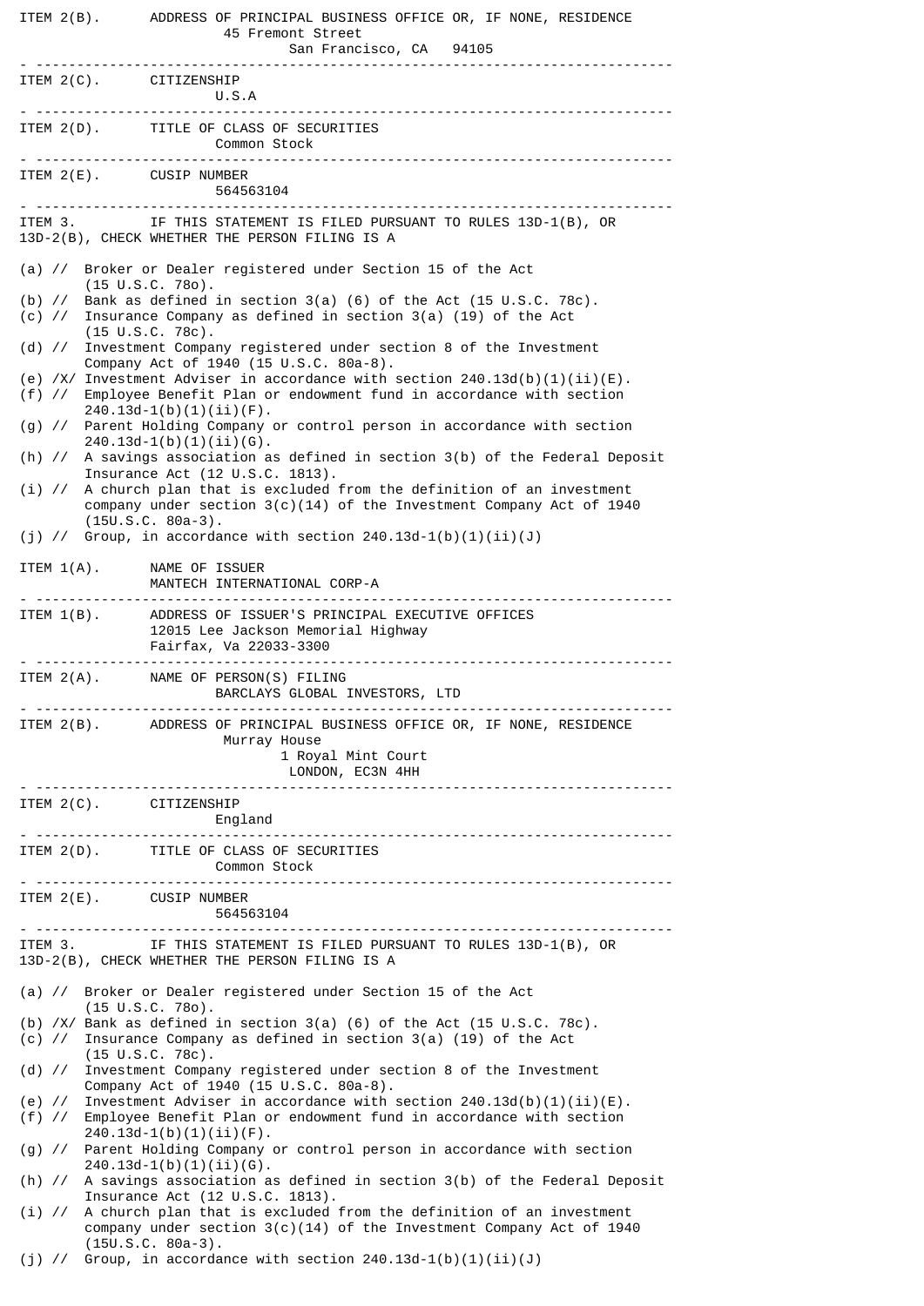ITEM 2(B). ADDRESS OF PRINCIPAL BUSINESS OFFICE OR, IF NONE, RESIDENCE
45 Fremont Street
San Francisco, CA 94105

---

ITEM 2(C). CITIZENSHIP
U.S.A

---

ITEM 2(D). TITLE OF CLASS OF SECURITIES
Common Stock

---

ITEM 2(E). CUSIP NUMBER
564563104

---

ITEM 3. IF THIS STATEMENT IS FILED PURSUANT TO RULES 13D-1(B), OR 13D-2(B), CHECK WHETHER THE PERSON FILING IS A

(a) // Broker or Dealer registered under Section 15 of the Act (15 U.S.C. 78o).
(b) // Bank as defined in section 3(a) (6) of the Act (15 U.S.C. 78c).
(c) // Insurance Company as defined in section 3(a) (19) of the Act (15 U.S.C. 78c).
(d) // Investment Company registered under section 8 of the Investment Company Act of 1940 (15 U.S.C. 80a-8).
(e) /X/ Investment Adviser in accordance with section 240.13d(b)(1)(ii)(E).
(f) // Employee Benefit Plan or endowment fund in accordance with section 240.13d-1(b)(1)(ii)(F).
(g) // Parent Holding Company or control person in accordance with section 240.13d-1(b)(1)(ii)(G).
(h) // A savings association as defined in section 3(b) of the Federal Deposit Insurance Act (12 U.S.C. 1813).
(i) // A church plan that is excluded from the definition of an investment company under section 3(c)(14) of the Investment Company Act of 1940 (15U.S.C. 80a-3).
(j) // Group, in accordance with section 240.13d-1(b)(1)(ii)(J)

ITEM 1(A). NAME OF ISSUER
MANTECH INTERNATIONAL CORP-A

---

ITEM 1(B). ADDRESS OF ISSUER'S PRINCIPAL EXECUTIVE OFFICES
12015 Lee Jackson Memorial Highway
Fairfax, Va 22033-3300

---

ITEM 2(A). NAME OF PERSON(S) FILING
BARCLAYS GLOBAL INVESTORS, LTD

---

ITEM 2(B). ADDRESS OF PRINCIPAL BUSINESS OFFICE OR, IF NONE, RESIDENCE
Murray House
1 Royal Mint Court
LONDON, EC3N 4HH

---

ITEM 2(C). CITIZENSHIP
England

---

ITEM 2(D). TITLE OF CLASS OF SECURITIES
Common Stock

---

ITEM 2(E). CUSIP NUMBER
564563104

---

ITEM 3. IF THIS STATEMENT IS FILED PURSUANT TO RULES 13D-1(B), OR 13D-2(B), CHECK WHETHER THE PERSON FILING IS A

(a) // Broker or Dealer registered under Section 15 of the Act (15 U.S.C. 78o).
(b) /X/ Bank as defined in section 3(a) (6) of the Act (15 U.S.C. 78c).
(c) // Insurance Company as defined in section 3(a) (19) of the Act (15 U.S.C. 78c).
(d) // Investment Company registered under section 8 of the Investment Company Act of 1940 (15 U.S.C. 80a-8).
(e) // Investment Adviser in accordance with section 240.13d(b)(1)(ii)(E).
(f) // Employee Benefit Plan or endowment fund in accordance with section 240.13d-1(b)(1)(ii)(F).
(g) // Parent Holding Company or control person in accordance with section 240.13d-1(b)(1)(ii)(G).
(h) // A savings association as defined in section 3(b) of the Federal Deposit Insurance Act (12 U.S.C. 1813).
(i) // A church plan that is excluded from the definition of an investment company under section 3(c)(14) of the Investment Company Act of 1940 (15U.S.C. 80a-3).
(j) // Group, in accordance with section 240.13d-1(b)(1)(ii)(J)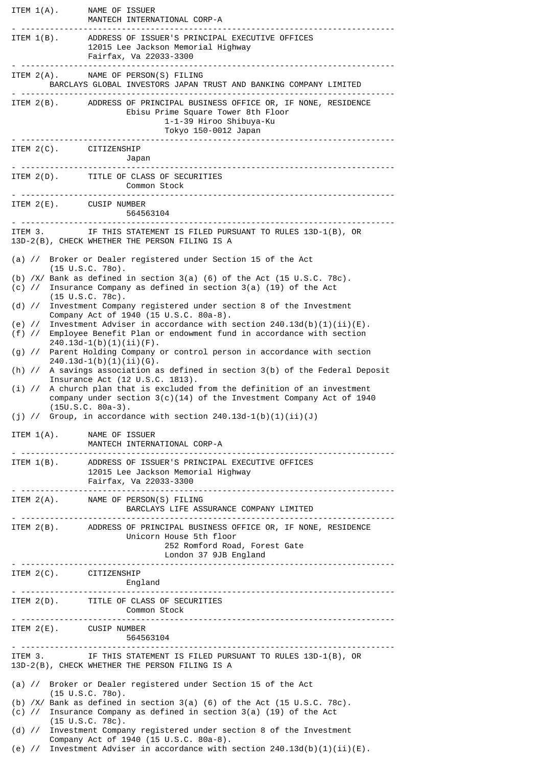ITEM 1(A). NAME OF ISSUER
MANTECH INTERNATIONAL CORP-A

---

ITEM 1(B). ADDRESS OF ISSUER'S PRINCIPAL EXECUTIVE OFFICES
12015 Lee Jackson Memorial Highway
Fairfax, Va 22033-3300

---

ITEM 2(A). NAME OF PERSON(S) FILING
BARCLAYS GLOBAL INVESTORS JAPAN TRUST AND BANKING COMPANY LIMITED

---

ITEM 2(B). ADDRESS OF PRINCIPAL BUSINESS OFFICE OR, IF NONE, RESIDENCE
Ebisu Prime Square Tower 8th Floor
1-1-39 Hiroo Shibuya-Ku
Tokyo 150-0012 Japan

---

ITEM 2(C). CITIZENSHIP
Japan

---

ITEM 2(D). TITLE OF CLASS OF SECURITIES
Common Stock

---

ITEM 2(E). CUSIP NUMBER
564563104

---

ITEM 3. IF THIS STATEMENT IS FILED PURSUANT TO RULES 13D-1(B), OR 13D-2(B), CHECK WHETHER THE PERSON FILING IS A

(a) // Broker or Dealer registered under Section 15 of the Act (15 U.S.C. 78o).
(b) /X/ Bank as defined in section 3(a) (6) of the Act (15 U.S.C. 78c).
(c) // Insurance Company as defined in section 3(a) (19) of the Act (15 U.S.C. 78c).
(d) // Investment Company registered under section 8 of the Investment Company Act of 1940 (15 U.S.C. 80a-8).
(e) // Investment Adviser in accordance with section 240.13d(b)(1)(ii)(E).
(f) // Employee Benefit Plan or endowment fund in accordance with section 240.13d-1(b)(1)(ii)(F).
(g) // Parent Holding Company or control person in accordance with section 240.13d-1(b)(1)(ii)(G).
(h) // A savings association as defined in section 3(b) of the Federal Deposit Insurance Act (12 U.S.C. 1813).
(i) // A church plan that is excluded from the definition of an investment company under section 3(c)(14) of the Investment Company Act of 1940 (15U.S.C. 80a-3).
(j) // Group, in accordance with section 240.13d-1(b)(1)(ii)(J)

ITEM 1(A). NAME OF ISSUER
MANTECH INTERNATIONAL CORP-A

---

ITEM 1(B). ADDRESS OF ISSUER'S PRINCIPAL EXECUTIVE OFFICES
12015 Lee Jackson Memorial Highway
Fairfax, Va 22033-3300

---

ITEM 2(A). NAME OF PERSON(S) FILING
BARCLAYS LIFE ASSURANCE COMPANY LIMITED

---

ITEM 2(B). ADDRESS OF PRINCIPAL BUSINESS OFFICE OR, IF NONE, RESIDENCE
Unicorn House 5th floor
252 Romford Road, Forest Gate
London 37 9JB England

---

ITEM 2(C). CITIZENSHIP
England

---

ITEM 2(D). TITLE OF CLASS OF SECURITIES
Common Stock

---

ITEM 2(E). CUSIP NUMBER
564563104

---

ITEM 3. IF THIS STATEMENT IS FILED PURSUANT TO RULES 13D-1(B), OR 13D-2(B), CHECK WHETHER THE PERSON FILING IS A

(a) // Broker or Dealer registered under Section 15 of the Act (15 U.S.C. 78o).
(b) /X/ Bank as defined in section 3(a) (6) of the Act (15 U.S.C. 78c).
(c) // Insurance Company as defined in section 3(a) (19) of the Act (15 U.S.C. 78c).
(d) // Investment Company registered under section 8 of the Investment Company Act of 1940 (15 U.S.C. 80a-8).
(e) // Investment Adviser in accordance with section 240.13d(b)(1)(ii)(E).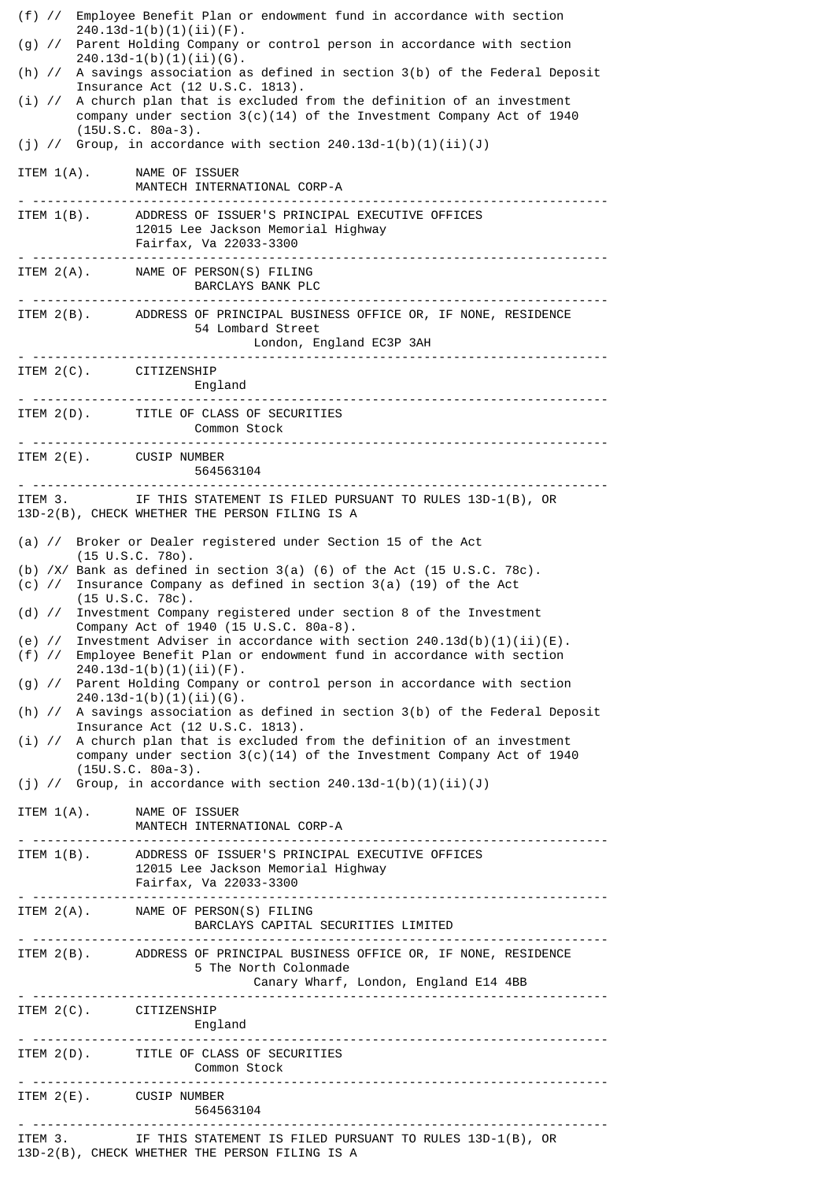(f) // Employee Benefit Plan or endowment fund in accordance with section 240.13d-1(b)(1)(ii)(F).
(g) // Parent Holding Company or control person in accordance with section 240.13d-1(b)(1)(ii)(G).
(h) // A savings association as defined in section 3(b) of the Federal Deposit Insurance Act (12 U.S.C. 1813).
(i) // A church plan that is excluded from the definition of an investment company under section 3(c)(14) of the Investment Company Act of 1940 (15U.S.C. 80a-3).
(j) // Group, in accordance with section 240.13d-1(b)(1)(ii)(J)

ITEM 1(A). NAME OF ISSUER
MANTECH INTERNATIONAL CORP-A

---

ITEM 1(B). ADDRESS OF ISSUER'S PRINCIPAL EXECUTIVE OFFICES
12015 Lee Jackson Memorial Highway
Fairfax, Va 22033-3300

---

ITEM 2(A). NAME OF PERSON(S) FILING
BARCLAYS BANK PLC

---

ITEM 2(B). ADDRESS OF PRINCIPAL BUSINESS OFFICE OR, IF NONE, RESIDENCE
54 Lombard Street
London, England EC3P 3AH

---

ITEM 2(C). CITIZENSHIP
England

---

ITEM 2(D). TITLE OF CLASS OF SECURITIES
Common Stock

---

ITEM 2(E). CUSIP NUMBER
564563104

---

ITEM 3. IF THIS STATEMENT IS FILED PURSUANT TO RULES 13D-1(B), OR 13D-2(B), CHECK WHETHER THE PERSON FILING IS A

(a) // Broker or Dealer registered under Section 15 of the Act (15 U.S.C. 78o).
(b) /X/ Bank as defined in section 3(a) (6) of the Act (15 U.S.C. 78c).
(c) // Insurance Company as defined in section 3(a) (19) of the Act (15 U.S.C. 78c).
(d) // Investment Company registered under section 8 of the Investment Company Act of 1940 (15 U.S.C. 80a-8).
(e) // Investment Adviser in accordance with section 240.13d(b)(1)(ii)(E).
(f) // Employee Benefit Plan or endowment fund in accordance with section 240.13d-1(b)(1)(ii)(F).
(g) // Parent Holding Company or control person in accordance with section 240.13d-1(b)(1)(ii)(G).
(h) // A savings association as defined in section 3(b) of the Federal Deposit Insurance Act (12 U.S.C. 1813).
(i) // A church plan that is excluded from the definition of an investment company under section 3(c)(14) of the Investment Company Act of 1940 (15U.S.C. 80a-3).
(j) // Group, in accordance with section 240.13d-1(b)(1)(ii)(J)

ITEM 1(A). NAME OF ISSUER
MANTECH INTERNATIONAL CORP-A

---

ITEM 1(B). ADDRESS OF ISSUER'S PRINCIPAL EXECUTIVE OFFICES
12015 Lee Jackson Memorial Highway
Fairfax, Va 22033-3300

---

ITEM 2(A). NAME OF PERSON(S) FILING
BARCLAYS CAPITAL SECURITIES LIMITED

---

ITEM 2(B). ADDRESS OF PRINCIPAL BUSINESS OFFICE OR, IF NONE, RESIDENCE
5 The North Colonmade
Canary Wharf, London, England E14 4BB

---

ITEM 2(C). CITIZENSHIP
England

---

ITEM 2(D). TITLE OF CLASS OF SECURITIES
Common Stock

---

ITEM 2(E). CUSIP NUMBER
564563104

---

ITEM 3. IF THIS STATEMENT IS FILED PURSUANT TO RULES 13D-1(B), OR 13D-2(B), CHECK WHETHER THE PERSON FILING IS A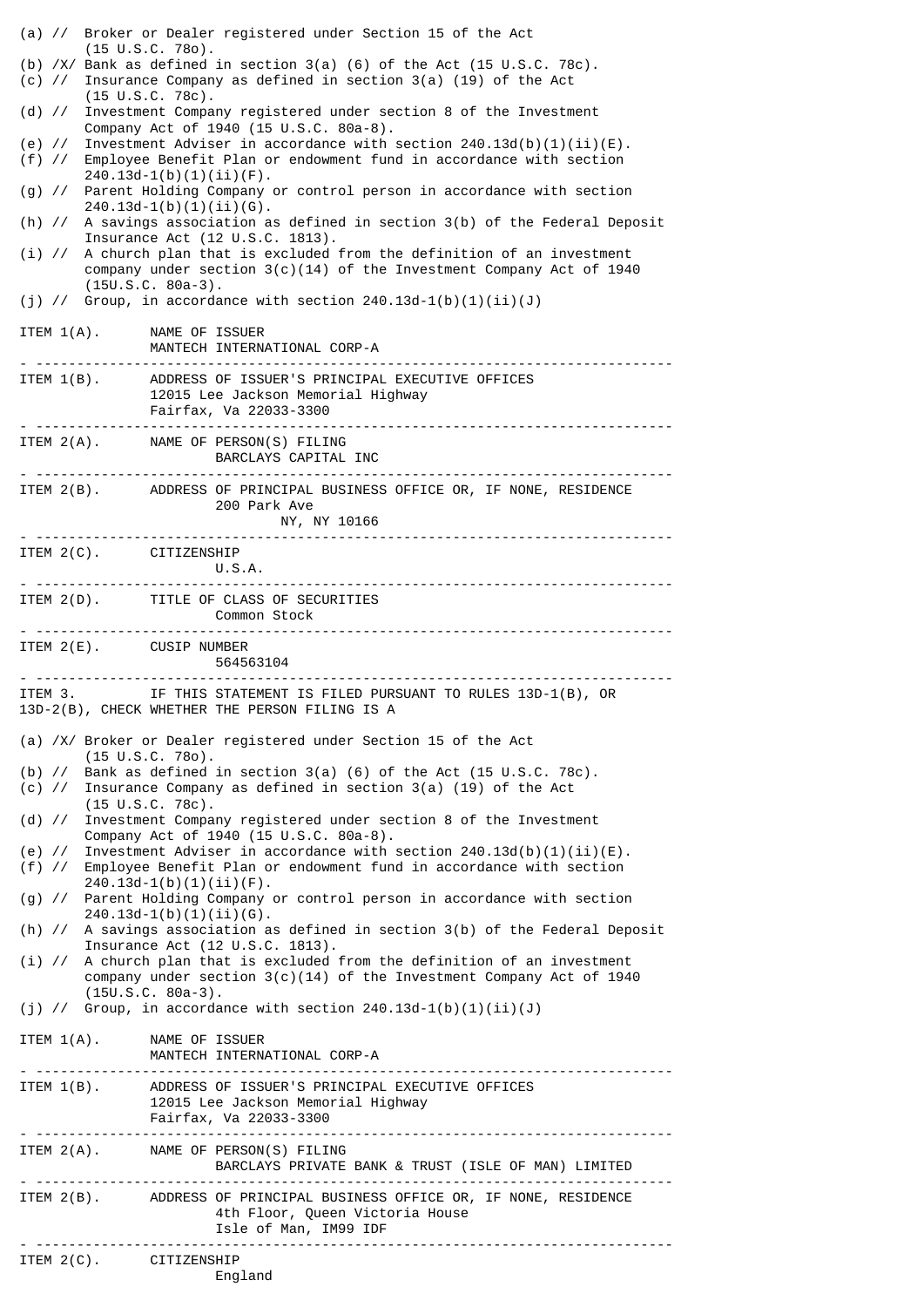(a) // Broker or Dealer registered under Section 15 of the Act (15 U.S.C. 78o).
(b) /X/ Bank as defined in section 3(a) (6) of the Act (15 U.S.C. 78c).
(c) // Insurance Company as defined in section 3(a) (19) of the Act (15 U.S.C. 78c).
(d) // Investment Company registered under section 8 of the Investment Company Act of 1940 (15 U.S.C. 80a-8).
(e) // Investment Adviser in accordance with section 240.13d(b)(1)(ii)(E).
(f) // Employee Benefit Plan or endowment fund in accordance with section 240.13d-1(b)(1)(ii)(F).
(g) // Parent Holding Company or control person in accordance with section 240.13d-1(b)(1)(ii)(G).
(h) // A savings association as defined in section 3(b) of the Federal Deposit Insurance Act (12 U.S.C. 1813).
(i) // A church plan that is excluded from the definition of an investment company under section 3(c)(14) of the Investment Company Act of 1940 (15U.S.C. 80a-3).
(j) // Group, in accordance with section 240.13d-1(b)(1)(ii)(J)

ITEM 1(A). NAME OF ISSUER
MANTECH INTERNATIONAL CORP-A

---

ITEM 1(B). ADDRESS OF ISSUER'S PRINCIPAL EXECUTIVE OFFICES
12015 Lee Jackson Memorial Highway
Fairfax, Va 22033-3300

---

ITEM 2(A). NAME OF PERSON(S) FILING
BARCLAYS CAPITAL INC

---

ITEM 2(B). ADDRESS OF PRINCIPAL BUSINESS OFFICE OR, IF NONE, RESIDENCE
200 Park Ave
NY, NY 10166

---

ITEM 2(C). CITIZENSHIP
U.S.A.

---

ITEM 2(D). TITLE OF CLASS OF SECURITIES
Common Stock

---

ITEM 2(E). CUSIP NUMBER
564563104

---

ITEM 3. IF THIS STATEMENT IS FILED PURSUANT TO RULES 13D-1(B), OR 13D-2(B), CHECK WHETHER THE PERSON FILING IS A

(a) /X/ Broker or Dealer registered under Section 15 of the Act (15 U.S.C. 78o).
(b) // Bank as defined in section 3(a) (6) of the Act (15 U.S.C. 78c).
(c) // Insurance Company as defined in section 3(a) (19) of the Act (15 U.S.C. 78c).
(d) // Investment Company registered under section 8 of the Investment Company Act of 1940 (15 U.S.C. 80a-8).
(e) // Investment Adviser in accordance with section 240.13d(b)(1)(ii)(E).
(f) // Employee Benefit Plan or endowment fund in accordance with section 240.13d-1(b)(1)(ii)(F).
(g) // Parent Holding Company or control person in accordance with section 240.13d-1(b)(1)(ii)(G).
(h) // A savings association as defined in section 3(b) of the Federal Deposit Insurance Act (12 U.S.C. 1813).
(i) // A church plan that is excluded from the definition of an investment company under section 3(c)(14) of the Investment Company Act of 1940 (15U.S.C. 80a-3).
(j) // Group, in accordance with section 240.13d-1(b)(1)(ii)(J)

ITEM 1(A). NAME OF ISSUER
MANTECH INTERNATIONAL CORP-A

---

ITEM 1(B). ADDRESS OF ISSUER'S PRINCIPAL EXECUTIVE OFFICES
12015 Lee Jackson Memorial Highway
Fairfax, Va 22033-3300

---

ITEM 2(A). NAME OF PERSON(S) FILING
BARCLAYS PRIVATE BANK & TRUST (ISLE OF MAN) LIMITED

---

ITEM 2(B). ADDRESS OF PRINCIPAL BUSINESS OFFICE OR, IF NONE, RESIDENCE
4th Floor, Queen Victoria House
Isle of Man, IM99 IDF

---

ITEM 2(C). CITIZENSHIP
England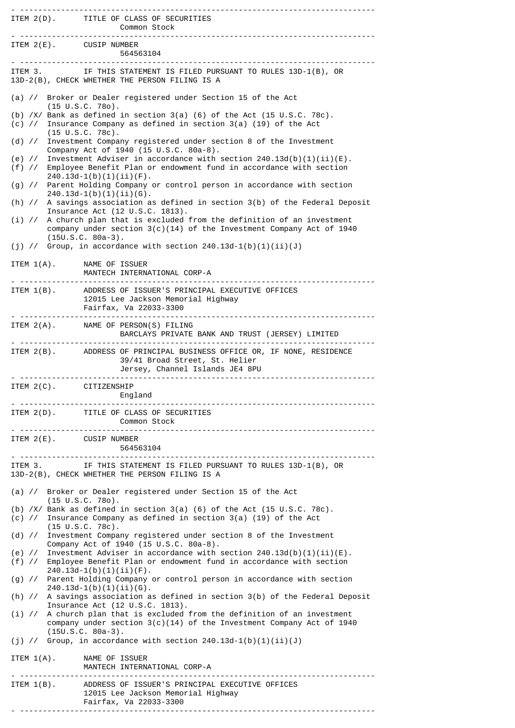ITEM 2(D). TITLE OF CLASS OF SECURITIES
Common Stock

---

ITEM 2(E). CUSIP NUMBER
564563104

---

ITEM 3. IF THIS STATEMENT IS FILED PURSUANT TO RULES 13D-1(B), OR 13D-2(B), CHECK WHETHER THE PERSON FILING IS A

(a) // Broker or Dealer registered under Section 15 of the Act (15 U.S.C. 78o).
(b) /X/ Bank as defined in section 3(a) (6) of the Act (15 U.S.C. 78c).
(c) // Insurance Company as defined in section 3(a) (19) of the Act (15 U.S.C. 78c).
(d) // Investment Company registered under section 8 of the Investment Company Act of 1940 (15 U.S.C. 80a-8).
(e) // Investment Adviser in accordance with section 240.13d(b)(1)(ii)(E).
(f) // Employee Benefit Plan or endowment fund in accordance with section 240.13d-1(b)(1)(ii)(F).
(g) // Parent Holding Company or control person in accordance with section 240.13d-1(b)(1)(ii)(G).
(h) // A savings association as defined in section 3(b) of the Federal Deposit Insurance Act (12 U.S.C. 1813).
(i) // A church plan that is excluded from the definition of an investment company under section 3(c)(14) of the Investment Company Act of 1940 (15U.S.C. 80a-3).
(j) // Group, in accordance with section 240.13d-1(b)(1)(ii)(J)

ITEM 1(A). NAME OF ISSUER
MANTECH INTERNATIONAL CORP-A

---

ITEM 1(B). ADDRESS OF ISSUER'S PRINCIPAL EXECUTIVE OFFICES
12015 Lee Jackson Memorial Highway
Fairfax, Va 22033-3300

---

ITEM 2(A). NAME OF PERSON(S) FILING
BARCLAYS PRIVATE BANK AND TRUST (JERSEY) LIMITED

---

ITEM 2(B). ADDRESS OF PRINCIPAL BUSINESS OFFICE OR, IF NONE, RESIDENCE
39/41 Broad Street, St. Helier
Jersey, Channel Islands JE4 8PU

---

ITEM 2(C). CITIZENSHIP
England

---

ITEM 2(D). TITLE OF CLASS OF SECURITIES
Common Stock

---

ITEM 2(E). CUSIP NUMBER
564563104

---

ITEM 3. IF THIS STATEMENT IS FILED PURSUANT TO RULES 13D-1(B), OR 13D-2(B), CHECK WHETHER THE PERSON FILING IS A

(a) // Broker or Dealer registered under Section 15 of the Act (15 U.S.C. 78o).
(b) /X/ Bank as defined in section 3(a) (6) of the Act (15 U.S.C. 78c).
(c) // Insurance Company as defined in section 3(a) (19) of the Act (15 U.S.C. 78c).
(d) // Investment Company registered under section 8 of the Investment Company Act of 1940 (15 U.S.C. 80a-8).
(e) // Investment Adviser in accordance with section 240.13d(b)(1)(ii)(E).
(f) // Employee Benefit Plan or endowment fund in accordance with section 240.13d-1(b)(1)(ii)(F).
(g) // Parent Holding Company or control person in accordance with section 240.13d-1(b)(1)(ii)(G).
(h) // A savings association as defined in section 3(b) of the Federal Deposit Insurance Act (12 U.S.C. 1813).
(i) // A church plan that is excluded from the definition of an investment company under section 3(c)(14) of the Investment Company Act of 1940 (15U.S.C. 80a-3).
(j) // Group, in accordance with section 240.13d-1(b)(1)(ii)(J)

ITEM 1(A). NAME OF ISSUER
MANTECH INTERNATIONAL CORP-A

---

ITEM 1(B). ADDRESS OF ISSUER'S PRINCIPAL EXECUTIVE OFFICES
12015 Lee Jackson Memorial Highway
Fairfax, Va 22033-3300

---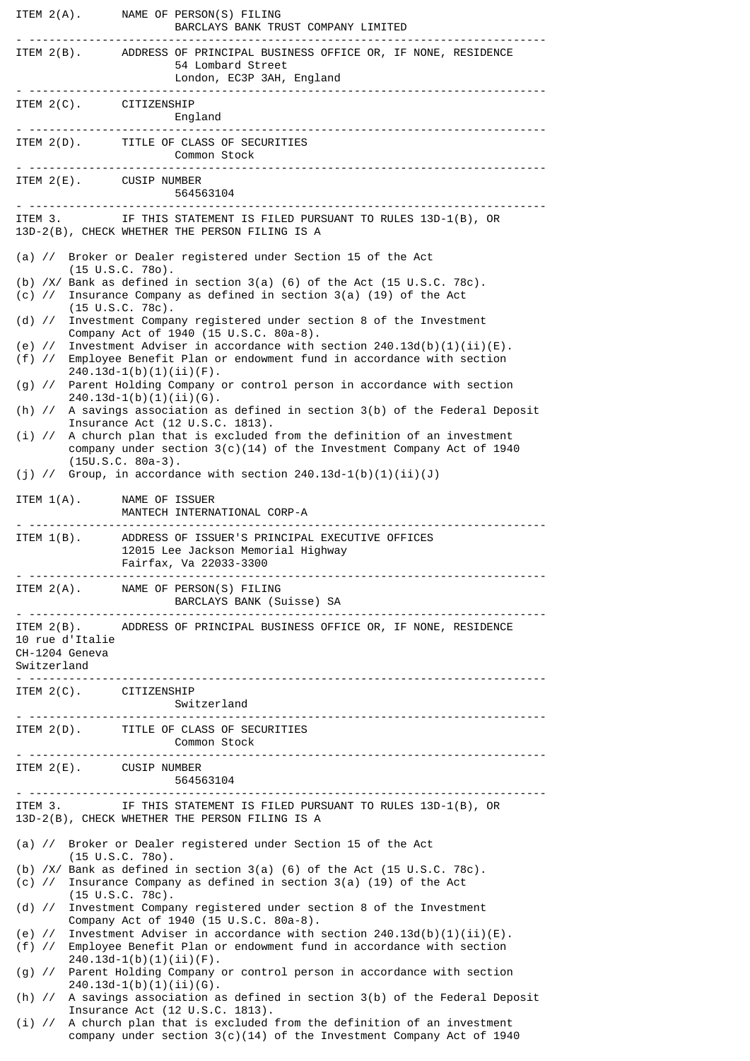ITEM 2(A). NAME OF PERSON(S) FILING
BARCLAYS BANK TRUST COMPANY LIMITED

---

ITEM 2(B). ADDRESS OF PRINCIPAL BUSINESS OFFICE OR, IF NONE, RESIDENCE
54 Lombard Street
London, EC3P 3AH, England

---

ITEM 2(C). CITIZENSHIP
England

---

ITEM 2(D). TITLE OF CLASS OF SECURITIES
Common Stock

---

ITEM 2(E). CUSIP NUMBER
564563104

---

ITEM 3. IF THIS STATEMENT IS FILED PURSUANT TO RULES 13D-1(B), OR 13D-2(B), CHECK WHETHER THE PERSON FILING IS A

(a) // Broker or Dealer registered under Section 15 of the Act (15 U.S.C. 78o).
(b) /X/ Bank as defined in section 3(a) (6) of the Act (15 U.S.C. 78c).
(c) // Insurance Company as defined in section 3(a) (19) of the Act (15 U.S.C. 78c).
(d) // Investment Company registered under section 8 of the Investment Company Act of 1940 (15 U.S.C. 80a-8).
(e) // Investment Adviser in accordance with section 240.13d(b)(1)(ii)(E).
(f) // Employee Benefit Plan or endowment fund in accordance with section 240.13d-1(b)(1)(ii)(F).
(g) // Parent Holding Company or control person in accordance with section 240.13d-1(b)(1)(ii)(G).
(h) // A savings association as defined in section 3(b) of the Federal Deposit Insurance Act (12 U.S.C. 1813).
(i) // A church plan that is excluded from the definition of an investment company under section 3(c)(14) of the Investment Company Act of 1940 (15U.S.C. 80a-3).
(j) // Group, in accordance with section 240.13d-1(b)(1)(ii)(J)

ITEM 1(A). NAME OF ISSUER
MANTECH INTERNATIONAL CORP-A

---

ITEM 1(B). ADDRESS OF ISSUER'S PRINCIPAL EXECUTIVE OFFICES
12015 Lee Jackson Memorial Highway
Fairfax, Va 22033-3300

---

ITEM 2(A). NAME OF PERSON(S) FILING
BARCLAYS BANK (Suisse) SA

---

ITEM 2(B). ADDRESS OF PRINCIPAL BUSINESS OFFICE OR, IF NONE, RESIDENCE
10 rue d'Italie
CH-1204 Geneva
Switzerland

---

ITEM 2(C). CITIZENSHIP
Switzerland

---

ITEM 2(D). TITLE OF CLASS OF SECURITIES
Common Stock

---

ITEM 2(E). CUSIP NUMBER
564563104

---

ITEM 3. IF THIS STATEMENT IS FILED PURSUANT TO RULES 13D-1(B), OR 13D-2(B), CHECK WHETHER THE PERSON FILING IS A

(a) // Broker or Dealer registered under Section 15 of the Act (15 U.S.C. 78o).
(b) /X/ Bank as defined in section 3(a) (6) of the Act (15 U.S.C. 78c).
(c) // Insurance Company as defined in section 3(a) (19) of the Act (15 U.S.C. 78c).
(d) // Investment Company registered under section 8 of the Investment Company Act of 1940 (15 U.S.C. 80a-8).
(e) // Investment Adviser in accordance with section 240.13d(b)(1)(ii)(E).
(f) // Employee Benefit Plan or endowment fund in accordance with section 240.13d-1(b)(1)(ii)(F).
(g) // Parent Holding Company or control person in accordance with section 240.13d-1(b)(1)(ii)(G).
(h) // A savings association as defined in section 3(b) of the Federal Deposit Insurance Act (12 U.S.C. 1813).
(i) // A church plan that is excluded from the definition of an investment company under section 3(c)(14) of the Investment Company Act of 1940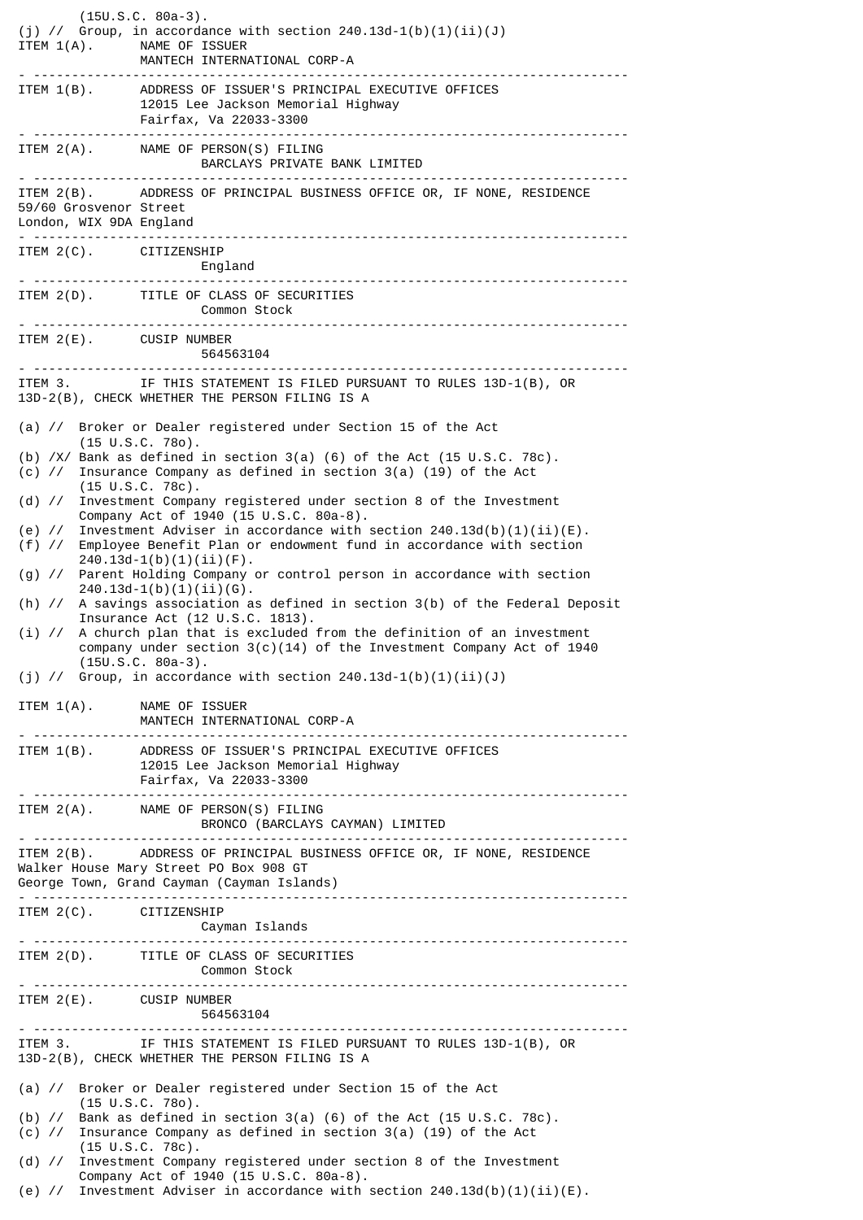(15U.S.C. 80a-3).
(j) // Group, in accordance with section 240.13d-1(b)(1)(ii)(J)

ITEM 1(A). NAME OF ISSUER
MANTECH INTERNATIONAL CORP-A

---

ITEM 1(B). ADDRESS OF ISSUER'S PRINCIPAL EXECUTIVE OFFICES
12015 Lee Jackson Memorial Highway
Fairfax, Va 22033-3300

---

ITEM 2(A). NAME OF PERSON(S) FILING
BARCLAYS PRIVATE BANK LIMITED

---

ITEM 2(B). ADDRESS OF PRINCIPAL BUSINESS OFFICE OR, IF NONE, RESIDENCE
59/60 Grosvenor Street
London, WIX 9DA England

---

ITEM 2(C). CITIZENSHIP
England

---

ITEM 2(D). TITLE OF CLASS OF SECURITIES
Common Stock

---

ITEM 2(E). CUSIP NUMBER
564563104

---

ITEM 3. IF THIS STATEMENT IS FILED PURSUANT TO RULES 13D-1(B), OR 13D-2(B), CHECK WHETHER THE PERSON FILING IS A

(a) // Broker or Dealer registered under Section 15 of the Act (15 U.S.C. 78o).
(b) /X/ Bank as defined in section 3(a) (6) of the Act (15 U.S.C. 78c).
(c) // Insurance Company as defined in section 3(a) (19) of the Act (15 U.S.C. 78c).
(d) // Investment Company registered under section 8 of the Investment Company Act of 1940 (15 U.S.C. 80a-8).
(e) // Investment Adviser in accordance with section 240.13d(b)(1)(ii)(E).
(f) // Employee Benefit Plan or endowment fund in accordance with section 240.13d-1(b)(1)(ii)(F).
(g) // Parent Holding Company or control person in accordance with section 240.13d-1(b)(1)(ii)(G).
(h) // A savings association as defined in section 3(b) of the Federal Deposit Insurance Act (12 U.S.C. 1813).
(i) // A church plan that is excluded from the definition of an investment company under section 3(c)(14) of the Investment Company Act of 1940 (15U.S.C. 80a-3).
(j) // Group, in accordance with section 240.13d-1(b)(1)(ii)(J)

ITEM 1(A). NAME OF ISSUER
MANTECH INTERNATIONAL CORP-A

---

ITEM 1(B). ADDRESS OF ISSUER'S PRINCIPAL EXECUTIVE OFFICES
12015 Lee Jackson Memorial Highway
Fairfax, Va 22033-3300

---

ITEM 2(A). NAME OF PERSON(S) FILING
BRONCO (BARCLAYS CAYMAN) LIMITED

---

ITEM 2(B). ADDRESS OF PRINCIPAL BUSINESS OFFICE OR, IF NONE, RESIDENCE
Walker House Mary Street PO Box 908 GT
George Town, Grand Cayman (Cayman Islands)

---

ITEM 2(C). CITIZENSHIP
Cayman Islands

---

ITEM 2(D). TITLE OF CLASS OF SECURITIES
Common Stock

---

ITEM 2(E). CUSIP NUMBER
564563104

---

ITEM 3. IF THIS STATEMENT IS FILED PURSUANT TO RULES 13D-1(B), OR 13D-2(B), CHECK WHETHER THE PERSON FILING IS A

(a) // Broker or Dealer registered under Section 15 of the Act (15 U.S.C. 78o).
(b) // Bank as defined in section 3(a) (6) of the Act (15 U.S.C. 78c).
(c) // Insurance Company as defined in section 3(a) (19) of the Act (15 U.S.C. 78c).
(d) // Investment Company registered under section 8 of the Investment Company Act of 1940 (15 U.S.C. 80a-8).
(e) // Investment Adviser in accordance with section 240.13d(b)(1)(ii)(E).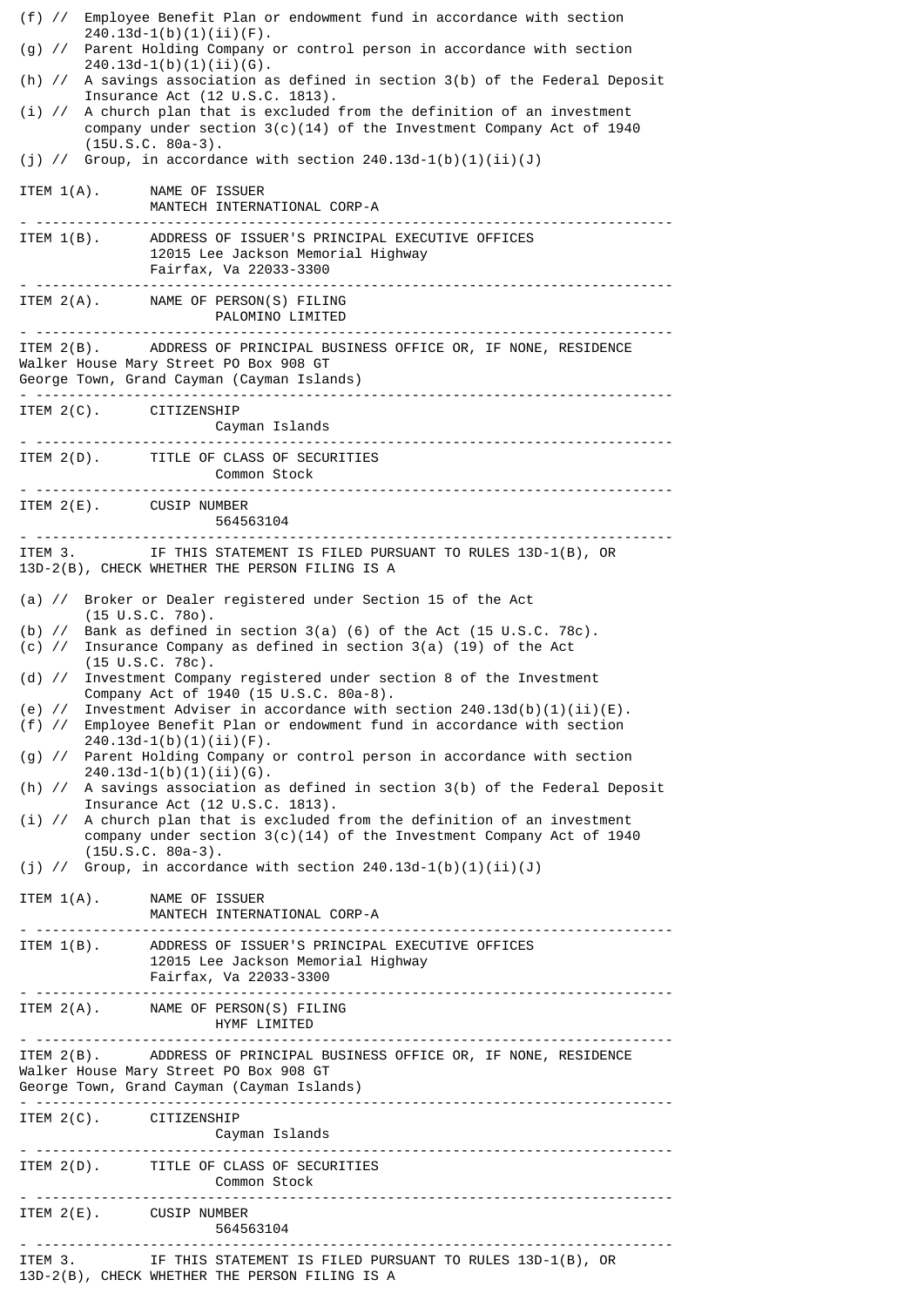(f) // Employee Benefit Plan or endowment fund in accordance with section 240.13d-1(b)(1)(ii)(F).
(g) // Parent Holding Company or control person in accordance with section 240.13d-1(b)(1)(ii)(G).
(h) // A savings association as defined in section 3(b) of the Federal Deposit Insurance Act (12 U.S.C. 1813).
(i) // A church plan that is excluded from the definition of an investment company under section 3(c)(14) of the Investment Company Act of 1940 (15U.S.C. 80a-3).
(j) // Group, in accordance with section 240.13d-1(b)(1)(ii)(J)

ITEM 1(A). NAME OF ISSUER
MANTECH INTERNATIONAL CORP-A

---

ITEM 1(B). ADDRESS OF ISSUER'S PRINCIPAL EXECUTIVE OFFICES
12015 Lee Jackson Memorial Highway
Fairfax, Va 22033-3300

---

ITEM 2(A). NAME OF PERSON(S) FILING
PALOMINO LIMITED

---

ITEM 2(B). ADDRESS OF PRINCIPAL BUSINESS OFFICE OR, IF NONE, RESIDENCE
Walker House Mary Street PO Box 908 GT
George Town, Grand Cayman (Cayman Islands)

---

ITEM 2(C). CITIZENSHIP
Cayman Islands

---

ITEM 2(D). TITLE OF CLASS OF SECURITIES
Common Stock

---

ITEM 2(E). CUSIP NUMBER
564563104

---

ITEM 3. IF THIS STATEMENT IS FILED PURSUANT TO RULES 13D-1(B), OR 13D-2(B), CHECK WHETHER THE PERSON FILING IS A

(a) // Broker or Dealer registered under Section 15 of the Act (15 U.S.C. 78o).
(b) // Bank as defined in section 3(a) (6) of the Act (15 U.S.C. 78c).
(c) // Insurance Company as defined in section 3(a) (19) of the Act (15 U.S.C. 78c).
(d) // Investment Company registered under section 8 of the Investment Company Act of 1940 (15 U.S.C. 80a-8).
(e) // Investment Adviser in accordance with section 240.13d(b)(1)(ii)(E).
(f) // Employee Benefit Plan or endowment fund in accordance with section 240.13d-1(b)(1)(ii)(F).
(g) // Parent Holding Company or control person in accordance with section 240.13d-1(b)(1)(ii)(G).
(h) // A savings association as defined in section 3(b) of the Federal Deposit Insurance Act (12 U.S.C. 1813).
(i) // A church plan that is excluded from the definition of an investment company under section 3(c)(14) of the Investment Company Act of 1940 (15U.S.C. 80a-3).
(j) // Group, in accordance with section 240.13d-1(b)(1)(ii)(J)

ITEM 1(A). NAME OF ISSUER
MANTECH INTERNATIONAL CORP-A

---

ITEM 1(B). ADDRESS OF ISSUER'S PRINCIPAL EXECUTIVE OFFICES
12015 Lee Jackson Memorial Highway
Fairfax, Va 22033-3300

---

ITEM 2(A). NAME OF PERSON(S) FILING
HYMF LIMITED

---

ITEM 2(B). ADDRESS OF PRINCIPAL BUSINESS OFFICE OR, IF NONE, RESIDENCE
Walker House Mary Street PO Box 908 GT
George Town, Grand Cayman (Cayman Islands)

---

ITEM 2(C). CITIZENSHIP
Cayman Islands

---

ITEM 2(D). TITLE OF CLASS OF SECURITIES
Common Stock

---

ITEM 2(E). CUSIP NUMBER
564563104

---

ITEM 3. IF THIS STATEMENT IS FILED PURSUANT TO RULES 13D-1(B), OR 13D-2(B), CHECK WHETHER THE PERSON FILING IS A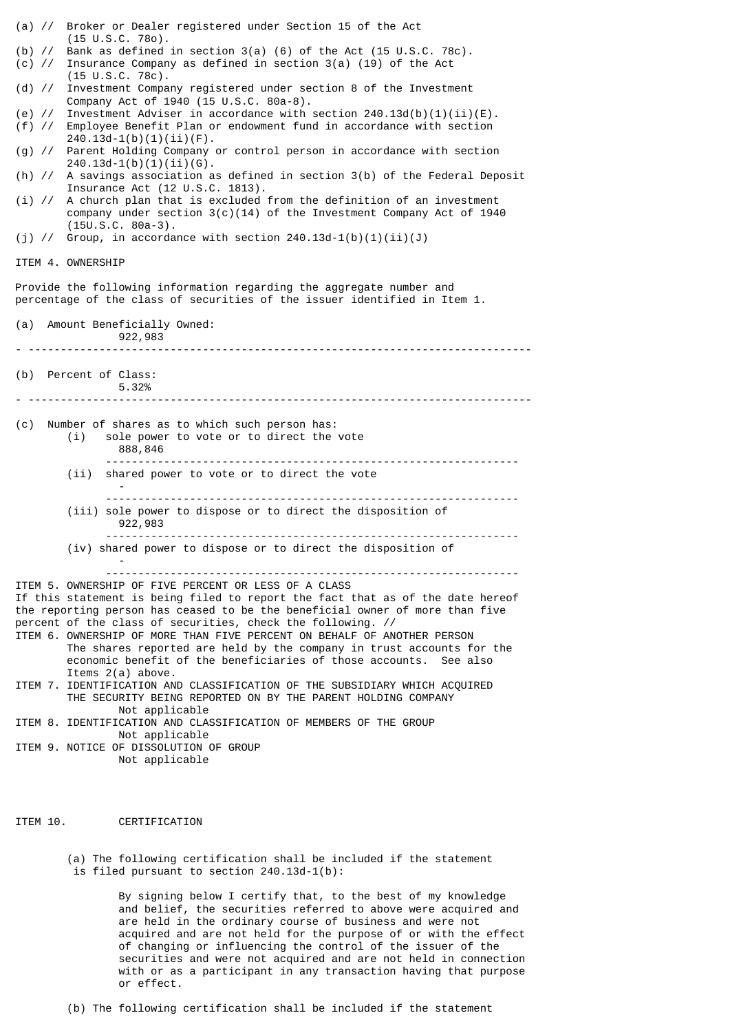(a) // Broker or Dealer registered under Section 15 of the Act (15 U.S.C. 78o).

(b) // Bank as defined in section 3(a) (6) of the Act (15 U.S.C. 78c).

(c) // Insurance Company as defined in section 3(a) (19) of the Act (15 U.S.C. 78c).

(d) // Investment Company registered under section 8 of the Investment Company Act of 1940 (15 U.S.C. 80a-8).

(e) // Investment Adviser in accordance with section 240.13d(b)(1)(ii)(E).

(f) // Employee Benefit Plan or endowment fund in accordance with section 240.13d-1(b)(1)(ii)(F).

(g) // Parent Holding Company or control person in accordance with section 240.13d-1(b)(1)(ii)(G).

(h) // A savings association as defined in section 3(b) of the Federal Deposit Insurance Act (12 U.S.C. 1813).

(i) // A church plan that is excluded from the definition of an investment company under section 3(c)(14) of the Investment Company Act of 1940 (15U.S.C. 80a-3).

(j) // Group, in accordance with section 240.13d-1(b)(1)(ii)(J)

ITEM 4. OWNERSHIP

Provide the following information regarding the aggregate number and percentage of the class of securities of the issuer identified in Item 1.

(a) Amount Beneficially Owned:
922,983

---

(b) Percent of Class:
5.32%

---

(c) Number of shares as to which such person has:

(i) sole power to vote or to direct the vote
888,846

(ii) shared power to vote or to direct the vote
-

(iii) sole power to dispose or to direct the disposition of
922,983

(iv) shared power to dispose or to direct the disposition of
-

ITEM 5. OWNERSHIP OF FIVE PERCENT OR LESS OF A CLASS
If this statement is being filed to report the fact that as of the date hereof the reporting person has ceased to be the beneficial owner of more than five percent of the class of securities, check the following. //

ITEM 6. OWNERSHIP OF MORE THAN FIVE PERCENT ON BEHALF OF ANOTHER PERSON
The shares reported are held by the company in trust accounts for the economic benefit of the beneficiaries of those accounts. See also Items 2(a) above.

ITEM 7. IDENTIFICATION AND CLASSIFICATION OF THE SUBSIDIARY WHICH ACQUIRED THE SECURITY BEING REPORTED ON BY THE PARENT HOLDING COMPANY
Not applicable

ITEM 8. IDENTIFICATION AND CLASSIFICATION OF MEMBERS OF THE GROUP
Not applicable

ITEM 9. NOTICE OF DISSOLUTION OF GROUP
Not applicable

ITEM 10. CERTIFICATION

(a) The following certification shall be included if the statement is filed pursuant to section 240.13d-1(b):

By signing below I certify that, to the best of my knowledge and belief, the securities referred to above were acquired and are held in the ordinary course of business and were not acquired and are not held for the purpose of or with the effect of changing or influencing the control of the issuer of the securities and were not acquired and are not held in connection with or as a participant in any transaction having that purpose or effect.

(b) The following certification shall be included if the statement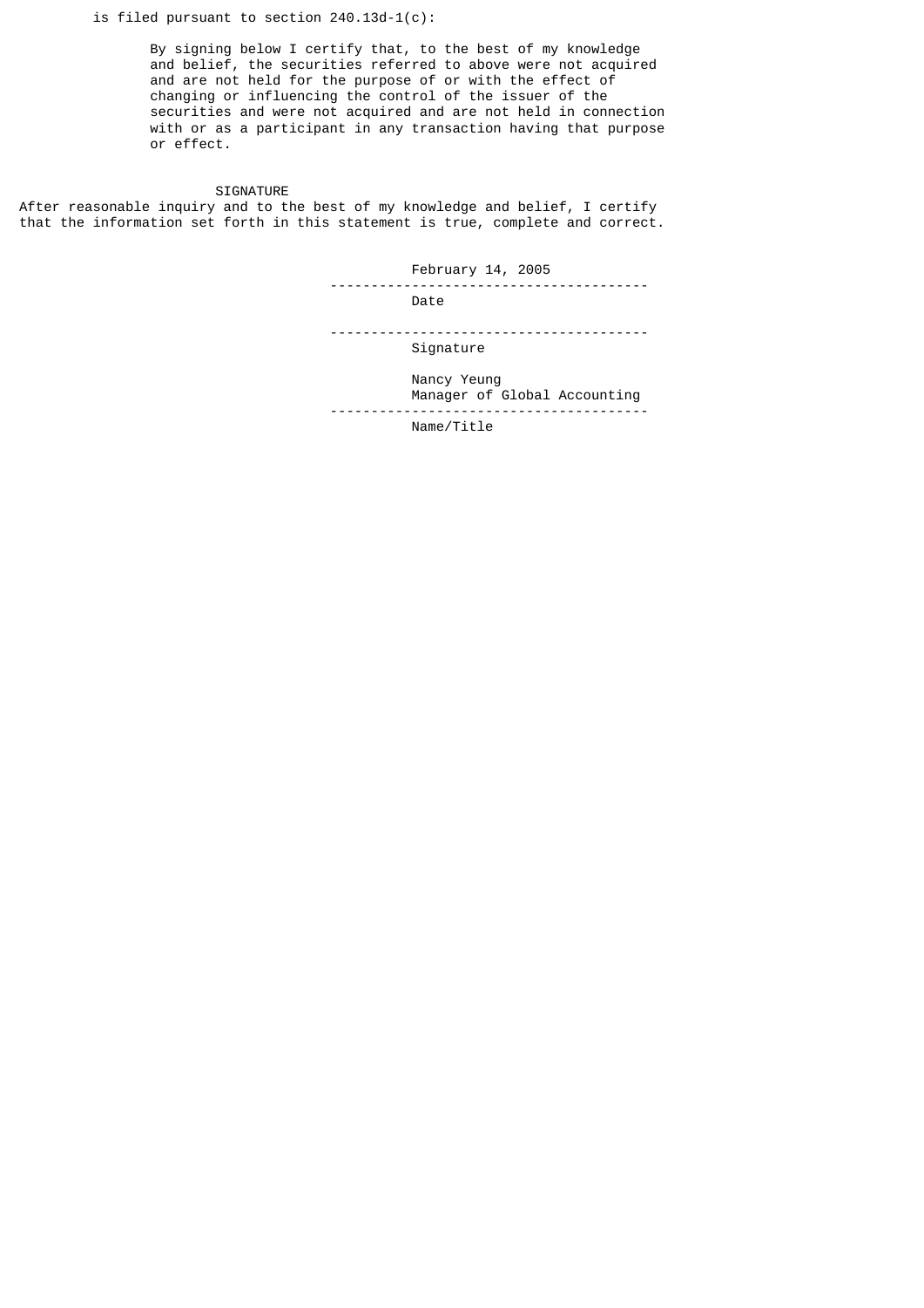is filed pursuant to section 240.13d-1(c):

By signing below I certify that, to the best of my knowledge and belief, the securities referred to above were not acquired and are not held for the purpose of or with the effect of changing or influencing the control of the issuer of the securities and were not acquired and are not held in connection with or as a participant in any transaction having that purpose or effect.

SIGNATURE

After reasonable inquiry and to the best of my knowledge and belief, I certify that the information set forth in this statement is true, complete and correct.

February 14, 2005

---------------------------------------

Date

---------------------------------------

Signature

Nancy Yeung
Manager of Global Accounting

---------------------------------------

Name/Title